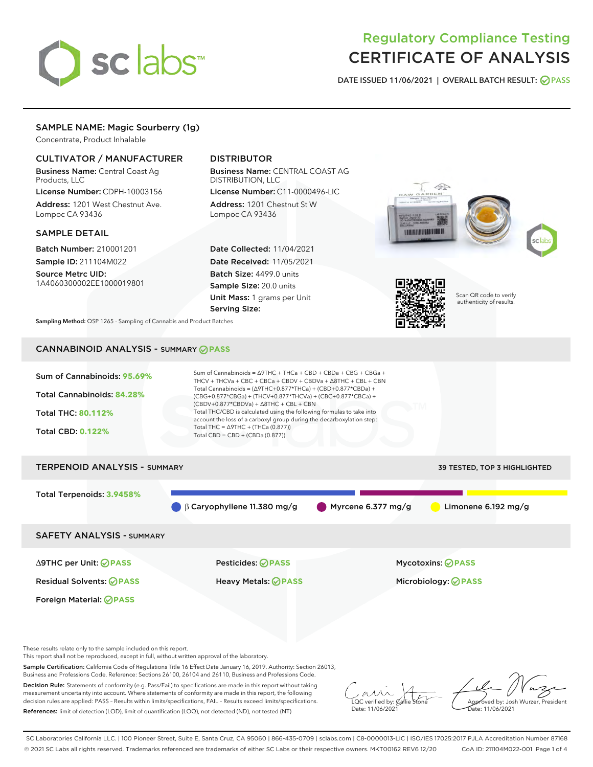# Regulatory Compliance Testing
# CERTIFICATE OF ANALYSIS

DATE ISSUED 11/06/2021 | OVERALL BATCH RESULT: PASS

## SAMPLE NAME: Magic Sourberry (1g)

Concentrate, Product Inhalable

### CULTIVATOR / MANUFACTURER

**Business Name:** Central Coast Ag Products, LLC

**License Number:** CDPH-10003156

**Address:** 1201 West Chestnut Ave. Lompoc CA 93436

### DISTRIBUTOR

**Business Name:** CENTRAL COAST AG DISTRIBUTION, LLC

**License Number:** C11-0000496-LIC

**Address:** 1201 Chestnut St W Lompoc CA 93436

### SAMPLE DETAIL

**Batch Number:** 210001201

**Sample ID:** 211104M022

**Source Metrc UID:** 1A4060300002EE1000019801

**Date Collected:** 11/04/2021

**Date Received:** 11/05/2021

**Batch Size:** 4499.0 units

**Sample Size:** 20.0 units

**Unit Mass:** 1 grams per Unit

**Serving Size:**

**Sampling Method:** QSP 1265 - Sampling of Cannabis and Product Batches

Scan QR code to verify authenticity of results.

## CANNABINOID ANALYSIS - SUMMARY PASS

Sum of Cannabinoids: **95.69%**

Total Cannabinoids: **84.28%**

Total THC: **80.112%**

Total CBD: **0.122%**

Sum of Cannabinoids = Δ9THC + THCa + CBD + CBDa + CBG + CBGa + THCV + THCVa + CBC + CBCa + CBDV + CBDVa + Δ8THC + CBL + CBN

Total Cannabinoids = (Δ9THC+0.877*THCa) + (CBD+0.877*CBDa) + (CBG+0.877*CBGa) + (THCV+0.877*THCVa) + (CBC+0.877*CBCa) + (CBDV+0.877*CBDVa) + Δ8THC + CBL + CBN

Total THC/CBD is calculated using the following formulas to take into account the loss of a carboxyl group during the decarboxylation step:

Total THC = Δ9THC + (THCa (0.877))

Total CBD = CBD + (CBDa (0.877))

## TERPENOID ANALYSIS - SUMMARY

39 TESTED, TOP 3 HIGHLIGHTED

Total Terpenoids: **3.9458%**

β Caryophyllene 11.380 mg/g | Myrcene 6.377 mg/g | Limonene 6.192 mg/g

## SAFETY ANALYSIS - SUMMARY

| | | |
|---|---|---|
| Δ9THC per Unit: PASS | Pesticides: PASS | Mycotoxins: PASS |
| Residual Solvents: PASS | Heavy Metals: PASS | Microbiology: PASS |
| Foreign Material: PASS | | |

These results relate only to the sample included on this report.
This report shall not be reproduced, except in full, without written approval of the laboratory.

**Sample Certification:** California Code of Regulations Title 16 Effect Date January 16, 2019. Authority: Section 26013, Business and Professions Code. Reference: Sections 26100, 26104 and 26110, Business and Professions Code.

**Decision Rule:** Statements of conformity (e.g. Pass/Fail) to specifications are made in this report without taking measurement uncertainty into account. Where statements of conformity are made in this report, the following decision rules are applied: PASS – Results within limits/specifications, FAIL – Results exceed limits/specifications.

**References:** limit of detection (LOD), limit of quantification (LOQ), not detected (ND), not tested (NT)

LQC verified by: Callie Stone
Date: 11/06/2021

Approved by: Josh Wurzer, President
Date: 11/06/2021

SC Laboratories California LLC. | 100 Pioneer Street, Suite E, Santa Cruz, CA 95060 | 866-435-0709 | sclabs.com | C8-0000013-LIC | ISO/IES 17025:2017 PJLA Accreditation Number 87168
© 2021 SC Labs all rights reserved. Trademarks referenced are trademarks of either SC Labs or their respective owners. MKT00162 REV6 12/20 CoA ID: 211104M022-001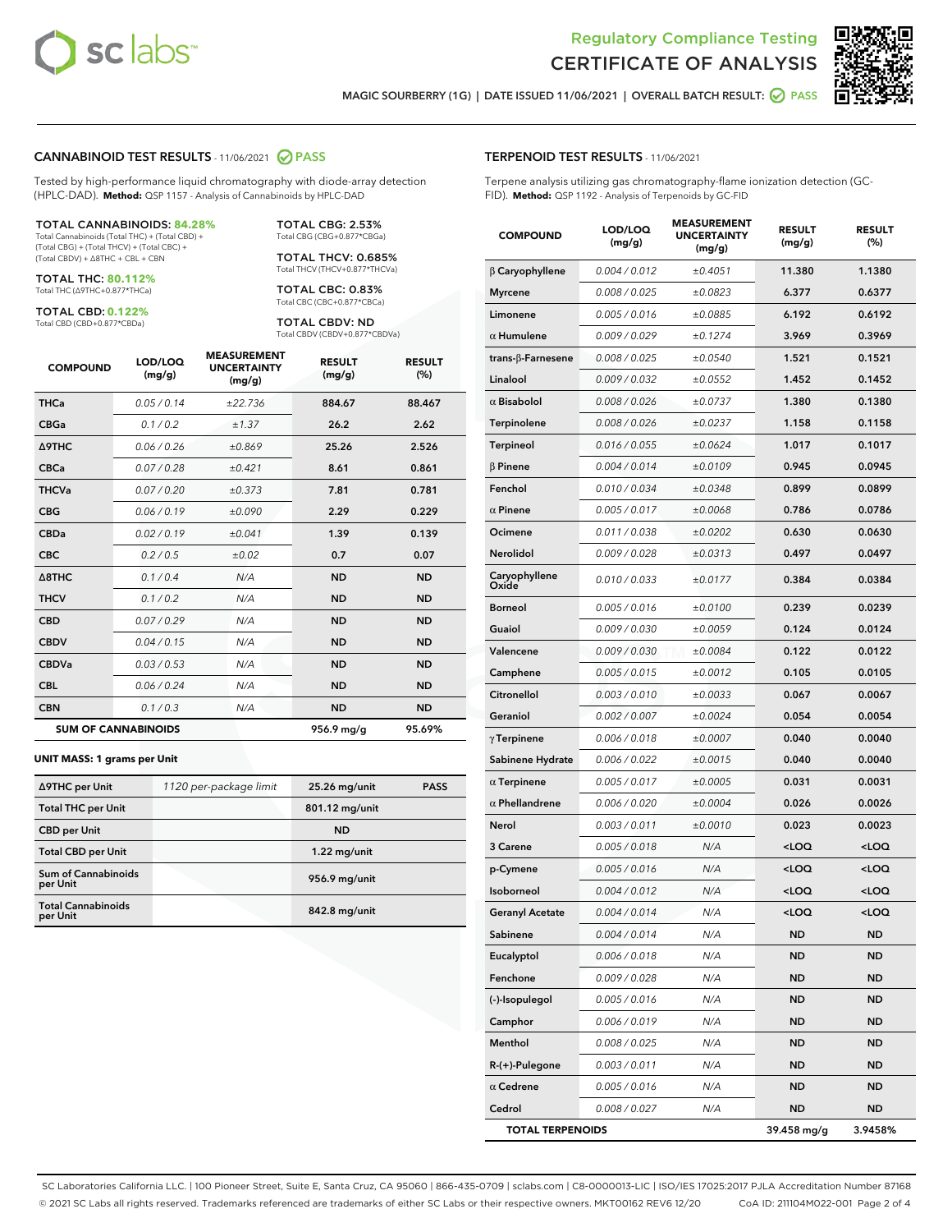Regulatory Compliance Testing
# CERTIFICATE OF ANALYSIS

MAGIC SOURBERRY (1G) | DATE ISSUED 11/06/2021 | OVERALL BATCH RESULT: PASS

## CANNABINOID TEST RESULTS - 11/06/2021 PASS

Tested by high-performance liquid chromatography with diode-array detection (HPLC-DAD). **Method:** QSP 1157 - Analysis of Cannabinoids by HPLC-DAD

**TOTAL CANNABINOIDS: 84.28%**
Total Cannabinoids (Total THC) + (Total CBD) + (Total CBG) + (Total THCV) + (Total CBC) + (Total CBDV) + Δ8THC + CBL + CBN

**TOTAL THC: 80.112%**
Total THC (Δ9THC+0.877*THCa)

**TOTAL CBD: 0.122%**
Total CBD (CBD+0.877*CBDa)

**TOTAL CBG: 2.53%**
Total CBG (CBG+0.877*CBGa)

**TOTAL THCV: 0.685%**
Total THCV (THCV+0.877*THCVa)

**TOTAL CBC: 0.83%**
Total CBC (CBC+0.877*CBCa)

**TOTAL CBDV: ND**
Total CBDV (CBDV+0.877*CBDVa)

| COMPOUND | LOD/LOQ (mg/g) | MEASUREMENT UNCERTAINTY (mg/g) | RESULT (mg/g) | RESULT (%) |
|---|---|---|---|---|
| THCa | 0.05 / 0.14 | ±22.736 | 884.67 | 88.467 |
| CBGa | 0.1 / 0.2 | ±1.37 | 26.2 | 2.62 |
| Δ9THC | 0.06 / 0.26 | ±0.869 | 25.26 | 2.526 |
| CBCa | 0.07 / 0.28 | ±0.421 | 8.61 | 0.861 |
| THCVa | 0.07 / 0.20 | ±0.373 | 7.81 | 0.781 |
| CBG | 0.06 / 0.19 | ±0.090 | 2.29 | 0.229 |
| CBDa | 0.02 / 0.19 | ±0.041 | 1.39 | 0.139 |
| CBC | 0.2 / 0.5 | ±0.02 | 0.7 | 0.07 |
| Δ8THC | 0.1 / 0.4 | N/A | ND | ND |
| THCV | 0.1 / 0.2 | N/A | ND | ND |
| CBD | 0.07 / 0.29 | N/A | ND | ND |
| CBDV | 0.04 / 0.15 | N/A | ND | ND |
| CBDVa | 0.03 / 0.53 | N/A | ND | ND |
| CBL | 0.06 / 0.24 | N/A | ND | ND |
| CBN | 0.1 / 0.3 | N/A | ND | ND |
| **SUM OF CANNABINOIDS** | | | **956.9 mg/g** | **95.69%** |

**UNIT MASS: 1 grams per Unit**

| | | | |
|---|---|---|---|
| Δ9THC per Unit | 1120 per-package limit | 25.26 mg/unit | PASS |
| Total THC per Unit | | 801.12 mg/unit | |
| CBD per Unit | | ND | |
| Total CBD per Unit | | 1.22 mg/unit | |
| Sum of Cannabinoids per Unit | | 956.9 mg/unit | |
| Total Cannabinoids per Unit | | 842.8 mg/unit | |

## TERPENOID TEST RESULTS - 11/06/2021

Terpene analysis utilizing gas chromatography-flame ionization detection (GC-FID). **Method:** QSP 1192 - Analysis of Terpenoids by GC-FID

| COMPOUND | LOD/LOQ (mg/g) | MEASUREMENT UNCERTAINTY (mg/g) | RESULT (mg/g) | RESULT (%) |
|---|---|---|---|---|
| β Caryophyllene | 0.004 / 0.012 | ±0.4051 | 11.380 | 1.1380 |
| Myrcene | 0.008 / 0.025 | ±0.0823 | 6.377 | 0.6377 |
| Limonene | 0.005 / 0.016 | ±0.0885 | 6.192 | 0.6192 |
| α Humulene | 0.009 / 0.029 | ±0.1274 | 3.969 | 0.3969 |
| trans-β-Farnesene | 0.008 / 0.025 | ±0.0540 | 1.521 | 0.1521 |
| Linalool | 0.009 / 0.032 | ±0.0552 | 1.452 | 0.1452 |
| α Bisabolol | 0.008 / 0.026 | ±0.0737 | 1.380 | 0.1380 |
| Terpinolene | 0.008 / 0.026 | ±0.0237 | 1.158 | 0.1158 |
| Terpineol | 0.016 / 0.055 | ±0.0624 | 1.017 | 0.1017 |
| β Pinene | 0.004 / 0.014 | ±0.0109 | 0.945 | 0.0945 |
| Fenchol | 0.010 / 0.034 | ±0.0348 | 0.899 | 0.0899 |
| α Pinene | 0.005 / 0.017 | ±0.0068 | 0.786 | 0.0786 |
| Ocimene | 0.011 / 0.038 | ±0.0202 | 0.630 | 0.0630 |
| Nerolidol | 0.009 / 0.028 | ±0.0313 | 0.497 | 0.0497 |
| Caryophyllene Oxide | 0.010 / 0.033 | ±0.0177 | 0.384 | 0.0384 |
| Borneol | 0.005 / 0.016 | ±0.0100 | 0.239 | 0.0239 |
| Guaiol | 0.009 / 0.030 | ±0.0059 | 0.124 | 0.0124 |
| Valencene | 0.009 / 0.030 | ±0.0084 | 0.122 | 0.0122 |
| Camphene | 0.005 / 0.015 | ±0.0012 | 0.105 | 0.0105 |
| Citronellol | 0.003 / 0.010 | ±0.0033 | 0.067 | 0.0067 |
| Geraniol | 0.002 / 0.007 | ±0.0024 | 0.054 | 0.0054 |
| γ Terpinene | 0.006 / 0.018 | ±0.0007 | 0.040 | 0.0040 |
| Sabinene Hydrate | 0.006 / 0.022 | ±0.0015 | 0.040 | 0.0040 |
| α Terpinene | 0.005 / 0.017 | ±0.0005 | 0.031 | 0.0031 |
| α Phellandrene | 0.006 / 0.020 | ±0.0004 | 0.026 | 0.0026 |
| Nerol | 0.003 / 0.011 | ±0.0010 | 0.023 | 0.0023 |
| 3 Carene | 0.005 / 0.018 | N/A | <LOQ | <LOQ |
| p-Cymene | 0.005 / 0.016 | N/A | <LOQ | <LOQ |
| Isoborneol | 0.004 / 0.012 | N/A | <LOQ | <LOQ |
| Geranyl Acetate | 0.004 / 0.014 | N/A | <LOQ | <LOQ |
| Sabinene | 0.004 / 0.014 | N/A | ND | ND |
| Eucalyptol | 0.006 / 0.018 | N/A | ND | ND |
| Fenchone | 0.009 / 0.028 | N/A | ND | ND |
| (-)-Isopulegol | 0.005 / 0.016 | N/A | ND | ND |
| Camphor | 0.006 / 0.019 | N/A | ND | ND |
| Menthol | 0.008 / 0.025 | N/A | ND | ND |
| R-(+)-Pulegone | 0.003 / 0.011 | N/A | ND | ND |
| α Cedrene | 0.005 / 0.016 | N/A | ND | ND |
| Cedrol | 0.008 / 0.027 | N/A | ND | ND |
| **TOTAL TERPENOIDS** | | | **39.458 mg/g** | **3.9458%** |

SC Laboratories California LLC. | 100 Pioneer Street, Suite E, Santa Cruz, CA 95060 | 866-435-0709 | sclabs.com | C8-0000013-LIC | ISO/IES 17025:2017 PJLA Accreditation Number 87168
© 2021 SC Labs all rights reserved. Trademarks referenced are trademarks of either SC Labs or their respective owners. MKT00162 REV6 12/20 CoA ID: 211104M022-001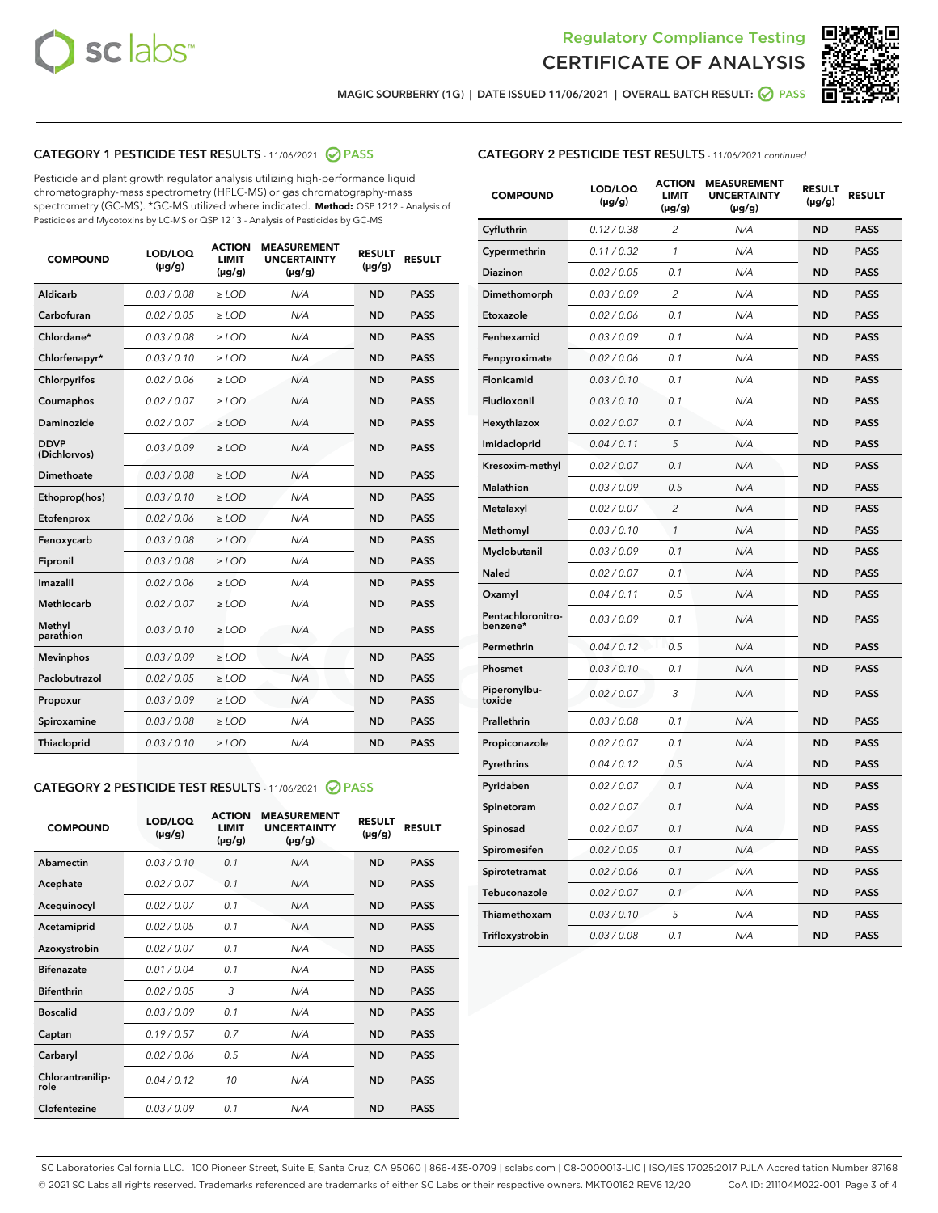MAGIC SOURBERRY (1G) | DATE ISSUED 11/06/2021 | OVERALL BATCH RESULT: PASS

## CATEGORY 1 PESTICIDE TEST RESULTS - 11/06/2021 PASS

Pesticide and plant growth regulator analysis utilizing high-performance liquid chromatography-mass spectrometry (HPLC-MS) or gas chromatography-mass spectrometry (GC-MS). *GC-MS utilized where indicated. **Method:** QSP 1212 - Analysis of Pesticides and Mycotoxins by LC-MS or QSP 1213 - Analysis of Pesticides by GC-MS

| COMPOUND | LOD/LOQ (µg/g) | ACTION LIMIT (µg/g) | MEASUREMENT UNCERTAINTY (µg/g) | RESULT (µg/g) | RESULT |
|---|---|---|---|---|---|
| Aldicarb | 0.03 / 0.08 | ≥ LOD | N/A | ND | PASS |
| Carbofuran | 0.02 / 0.05 | ≥ LOD | N/A | ND | PASS |
| Chlordane* | 0.03 / 0.08 | ≥ LOD | N/A | ND | PASS |
| Chlorfenapyr* | 0.03 / 0.10 | ≥ LOD | N/A | ND | PASS |
| Chlorpyrifos | 0.02 / 0.06 | ≥ LOD | N/A | ND | PASS |
| Coumaphos | 0.02 / 0.07 | ≥ LOD | N/A | ND | PASS |
| Daminozide | 0.02 / 0.07 | ≥ LOD | N/A | ND | PASS |
| DDVP (Dichlorvos) | 0.03 / 0.09 | ≥ LOD | N/A | ND | PASS |
| Dimethoate | 0.03 / 0.08 | ≥ LOD | N/A | ND | PASS |
| Ethoprop(hos) | 0.03 / 0.10 | ≥ LOD | N/A | ND | PASS |
| Etofenprox | 0.02 / 0.06 | ≥ LOD | N/A | ND | PASS |
| Fenoxycarb | 0.03 / 0.08 | ≥ LOD | N/A | ND | PASS |
| Fipronil | 0.03 / 0.08 | ≥ LOD | N/A | ND | PASS |
| Imazalil | 0.02 / 0.06 | ≥ LOD | N/A | ND | PASS |
| Methiocarb | 0.02 / 0.07 | ≥ LOD | N/A | ND | PASS |
| Methyl parathion | 0.03 / 0.10 | ≥ LOD | N/A | ND | PASS |
| Mevinphos | 0.03 / 0.09 | ≥ LOD | N/A | ND | PASS |
| Paclobutrazol | 0.02 / 0.05 | ≥ LOD | N/A | ND | PASS |
| Propoxur | 0.03 / 0.09 | ≥ LOD | N/A | ND | PASS |
| Spiroxamine | 0.03 / 0.08 | ≥ LOD | N/A | ND | PASS |
| Thiacloprid | 0.03 / 0.10 | ≥ LOD | N/A | ND | PASS |

## CATEGORY 2 PESTICIDE TEST RESULTS - 11/06/2021 PASS

| COMPOUND | LOD/LOQ (µg/g) | ACTION LIMIT (µg/g) | MEASUREMENT UNCERTAINTY (µg/g) | RESULT (µg/g) | RESULT |
|---|---|---|---|---|---|
| Abamectin | 0.03 / 0.10 | 0.1 | N/A | ND | PASS |
| Acephate | 0.02 / 0.07 | 0.1 | N/A | ND | PASS |
| Acequinocyl | 0.02 / 0.07 | 0.1 | N/A | ND | PASS |
| Acetamiprid | 0.02 / 0.05 | 0.1 | N/A | ND | PASS |
| Azoxystrobin | 0.02 / 0.07 | 0.1 | N/A | ND | PASS |
| Bifenazate | 0.01 / 0.04 | 0.1 | N/A | ND | PASS |
| Bifenthrin | 0.02 / 0.05 | 3 | N/A | ND | PASS |
| Boscalid | 0.03 / 0.09 | 0.1 | N/A | ND | PASS |
| Captan | 0.19 / 0.57 | 0.7 | N/A | ND | PASS |
| Carbaryl | 0.02 / 0.06 | 0.5 | N/A | ND | PASS |
| Chlorantraniliprole | 0.04 / 0.12 | 10 | N/A | ND | PASS |
| Clofentezine | 0.03 / 0.09 | 0.1 | N/A | ND | PASS |
| Cyfluthrin | 0.12 / 0.38 | 2 | N/A | ND | PASS |
| Cypermethrin | 0.11 / 0.32 | 1 | N/A | ND | PASS |
| Diazinon | 0.02 / 0.05 | 0.1 | N/A | ND | PASS |
| Dimethomorph | 0.03 / 0.09 | 2 | N/A | ND | PASS |
| Etoxazole | 0.02 / 0.06 | 0.1 | N/A | ND | PASS |
| Fenhexamid | 0.03 / 0.09 | 0.1 | N/A | ND | PASS |
| Fenpyroximate | 0.02 / 0.06 | 0.1 | N/A | ND | PASS |
| Flonicamid | 0.03 / 0.10 | 0.1 | N/A | ND | PASS |
| Fludioxonil | 0.03 / 0.10 | 0.1 | N/A | ND | PASS |
| Hexythiazox | 0.02 / 0.07 | 0.1 | N/A | ND | PASS |
| Imidacloprid | 0.04 / 0.11 | 5 | N/A | ND | PASS |
| Kresoxim-methyl | 0.02 / 0.07 | 0.1 | N/A | ND | PASS |
| Malathion | 0.03 / 0.09 | 0.5 | N/A | ND | PASS |
| Metalaxyl | 0.02 / 0.07 | 2 | N/A | ND | PASS |
| Methomyl | 0.03 / 0.10 | 1 | N/A | ND | PASS |
| Myclobutanil | 0.03 / 0.09 | 0.1 | N/A | ND | PASS |
| Naled | 0.02 / 0.07 | 0.1 | N/A | ND | PASS |
| Oxamyl | 0.04 / 0.11 | 0.5 | N/A | ND | PASS |
| Pentachloronitrobenzene* | 0.03 / 0.09 | 0.1 | N/A | ND | PASS |
| Permethrin | 0.04 / 0.12 | 0.5 | N/A | ND | PASS |
| Phosmet | 0.03 / 0.10 | 0.1 | N/A | ND | PASS |
| Piperonylbutoxide | 0.02 / 0.07 | 3 | N/A | ND | PASS |
| Prallethrin | 0.03 / 0.08 | 0.1 | N/A | ND | PASS |
| Propiconazole | 0.02 / 0.07 | 0.1 | N/A | ND | PASS |
| Pyrethrins | 0.04 / 0.12 | 0.5 | N/A | ND | PASS |
| Pyridaben | 0.02 / 0.07 | 0.1 | N/A | ND | PASS |
| Spinetoram | 0.02 / 0.07 | 0.1 | N/A | ND | PASS |
| Spinosad | 0.02 / 0.07 | 0.1 | N/A | ND | PASS |
| Spiromesifen | 0.02 / 0.05 | 0.1 | N/A | ND | PASS |
| Spirotetramat | 0.02 / 0.06 | 0.1 | N/A | ND | PASS |
| Tebuconazole | 0.02 / 0.07 | 0.1 | N/A | ND | PASS |
| Thiamethoxam | 0.03 / 0.10 | 5 | N/A | ND | PASS |
| Trifloxystrobin | 0.03 / 0.08 | 0.1 | N/A | ND | PASS |

SC Laboratories California LLC. | 100 Pioneer Street, Suite E, Santa Cruz, CA 95060 | 866-435-0709 | sclabs.com | C8-0000013-LIC | ISO/IES 17025:2017 PJLA Accreditation Number 87168
© 2021 SC Labs all rights reserved. Trademarks referenced are trademarks of either SC Labs or their respective owners. MKT00162 REV6 12/20 CoA ID: 211104M022-001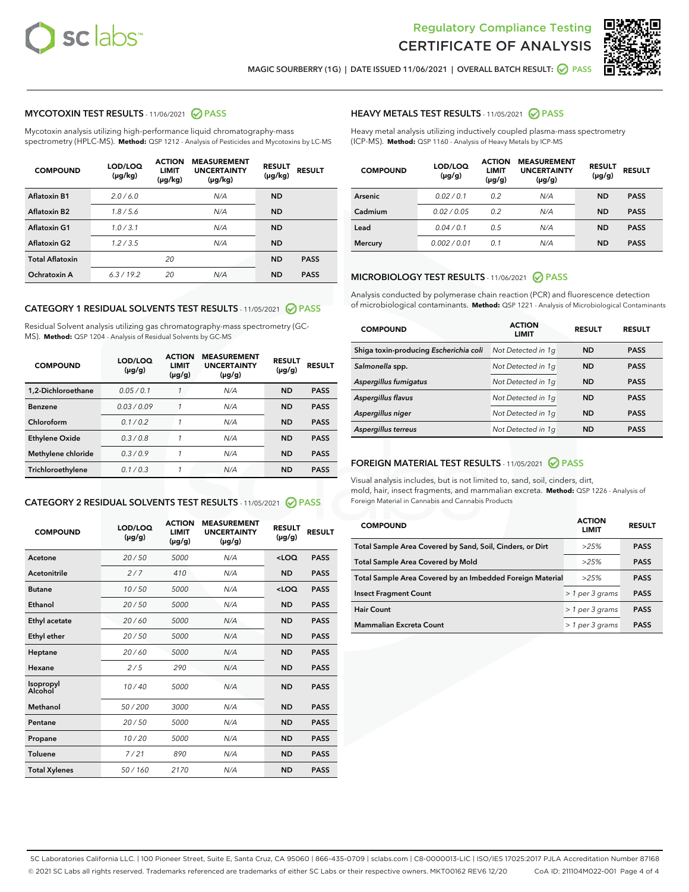Regulatory Compliance Testing

# CERTIFICATE OF ANALYSIS

MAGIC SOURBERRY (1G) | DATE ISSUED 11/06/2021 | OVERALL BATCH RESULT: PASS

## MYCOTOXIN TEST RESULTS - 11/06/2021 PASS

Mycotoxin analysis utilizing high-performance liquid chromatography-mass spectrometry (HPLC-MS). **Method:** QSP 1212 - Analysis of Pesticides and Mycotoxins by LC-MS

| COMPOUND | LOD/LOQ (µg/kg) | ACTION LIMIT (µg/kg) | MEASUREMENT UNCERTAINTY (µg/kg) | RESULT (µg/kg) | RESULT |
|---|---|---|---|---|---|
| Aflatoxin B1 | 2.0 / 6.0 | | N/A | ND | |
| Aflatoxin B2 | 1.8 / 5.6 | | N/A | ND | |
| Aflatoxin G1 | 1.0 / 3.1 | | N/A | ND | |
| Aflatoxin G2 | 1.2 / 3.5 | | N/A | ND | |
| Total Aflatoxin | | 20 | | ND | PASS |
| Ochratoxin A | 6.3 / 19.2 | 20 | N/A | ND | PASS |

## CATEGORY 1 RESIDUAL SOLVENTS TEST RESULTS - 11/05/2021 PASS

Residual Solvent analysis utilizing gas chromatography-mass spectrometry (GC-MS). **Method:** QSP 1204 - Analysis of Residual Solvents by GC-MS

| COMPOUND | LOD/LOQ (µg/g) | ACTION LIMIT (µg/g) | MEASUREMENT UNCERTAINTY (µg/g) | RESULT (µg/g) | RESULT |
|---|---|---|---|---|---|
| 1,2-Dichloroethane | 0.05 / 0.1 | 1 | N/A | ND | PASS |
| Benzene | 0.03 / 0.09 | 1 | N/A | ND | PASS |
| Chloroform | 0.1 / 0.2 | 1 | N/A | ND | PASS |
| Ethylene Oxide | 0.3 / 0.8 | 1 | N/A | ND | PASS |
| Methylene chloride | 0.3 / 0.9 | 1 | N/A | ND | PASS |
| Trichloroethylene | 0.1 / 0.3 | 1 | N/A | ND | PASS |

## CATEGORY 2 RESIDUAL SOLVENTS TEST RESULTS - 11/05/2021 PASS

| COMPOUND | LOD/LOQ (µg/g) | ACTION LIMIT (µg/g) | MEASUREMENT UNCERTAINTY (µg/g) | RESULT (µg/g) | RESULT |
|---|---|---|---|---|---|
| Acetone | 20 / 50 | 5000 | N/A | <LOQ | PASS |
| Acetonitrile | 2 / 7 | 410 | N/A | ND | PASS |
| Butane | 10 / 50 | 5000 | N/A | <LOQ | PASS |
| Ethanol | 20 / 50 | 5000 | N/A | ND | PASS |
| Ethyl acetate | 20 / 60 | 5000 | N/A | ND | PASS |
| Ethyl ether | 20 / 50 | 5000 | N/A | ND | PASS |
| Heptane | 20 / 60 | 5000 | N/A | ND | PASS |
| Hexane | 2 / 5 | 290 | N/A | ND | PASS |
| Isopropyl Alcohol | 10 / 40 | 5000 | N/A | ND | PASS |
| Methanol | 50 / 200 | 3000 | N/A | ND | PASS |
| Pentane | 20 / 50 | 5000 | N/A | ND | PASS |
| Propane | 10 / 20 | 5000 | N/A | ND | PASS |
| Toluene | 7 / 21 | 890 | N/A | ND | PASS |
| Total Xylenes | 50 / 160 | 2170 | N/A | ND | PASS |

## HEAVY METALS TEST RESULTS - 11/05/2021 PASS

Heavy metal analysis utilizing inductively coupled plasma-mass spectrometry (ICP-MS). **Method:** QSP 1160 - Analysis of Heavy Metals by ICP-MS

| COMPOUND | LOD/LOQ (µg/g) | ACTION LIMIT (µg/g) | MEASUREMENT UNCERTAINTY (µg/g) | RESULT (µg/g) | RESULT |
|---|---|---|---|---|---|
| Arsenic | 0.02 / 0.1 | 0.2 | N/A | ND | PASS |
| Cadmium | 0.02 / 0.05 | 0.2 | N/A | ND | PASS |
| Lead | 0.04 / 0.1 | 0.5 | N/A | ND | PASS |
| Mercury | 0.002 / 0.01 | 0.1 | N/A | ND | PASS |

## MICROBIOLOGY TEST RESULTS - 11/06/2021 PASS

Analysis conducted by polymerase chain reaction (PCR) and fluorescence detection of microbiological contaminants. **Method:** QSP 1221 - Analysis of Microbiological Contaminants

| COMPOUND | ACTION LIMIT | RESULT | RESULT |
|---|---|---|---|
| Shiga toxin-producing *Escherichia coli* | Not Detected in 1g | ND | PASS |
| *Salmonella* spp. | Not Detected in 1g | ND | PASS |
| *Aspergillus fumigatus* | Not Detected in 1g | ND | PASS |
| *Aspergillus flavus* | Not Detected in 1g | ND | PASS |
| *Aspergillus niger* | Not Detected in 1g | ND | PASS |
| *Aspergillus terreus* | Not Detected in 1g | ND | PASS |

## FOREIGN MATERIAL TEST RESULTS - 11/05/2021 PASS

Visual analysis includes, but is not limited to, sand, soil, cinders, dirt, mold, hair, insect fragments, and mammalian excreta. **Method:** QSP 1226 - Analysis of Foreign Material in Cannabis and Cannabis Products

| COMPOUND | ACTION LIMIT | RESULT |
|---|---|---|
| Total Sample Area Covered by Sand, Soil, Cinders, or Dirt | >25% | PASS |
| Total Sample Area Covered by Mold | >25% | PASS |
| Total Sample Area Covered by an Imbedded Foreign Material | >25% | PASS |
| Insect Fragment Count | > 1 per 3 grams | PASS |
| Hair Count | > 1 per 3 grams | PASS |
| Mammalian Excreta Count | > 1 per 3 grams | PASS |

SC Laboratories California LLC. | 100 Pioneer Street, Suite E, Santa Cruz, CA 95060 | 866-435-0709 | sclabs.com | C8-0000013-LIC | ISO/IES 17025:2017 PJLA Accreditation Number 87168
© 2021 SC Labs all rights reserved. Trademarks referenced are trademarks of either SC Labs or their respective owners. MKT00162 REV6 12/20 CoA ID: 211104M022-001